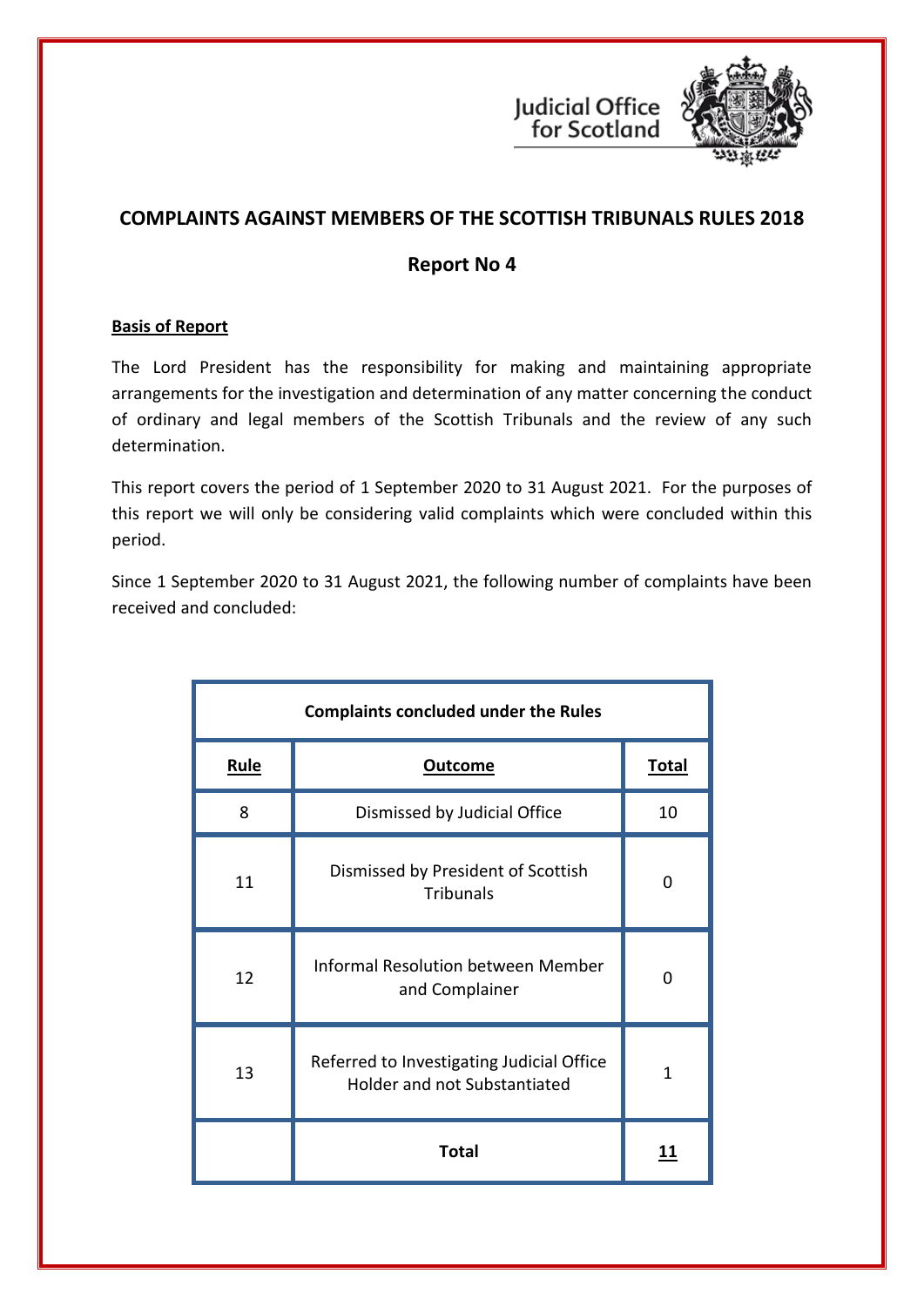Judicial Office for Scotland

# COMPLAINTS AGAINST MEMBERS OF THE SCOTTISH TRIBUNALS RULES 2018

## Report No 4

**Basis of Report**

The Lord President has the responsibility for making and maintaining appropriate arrangements for the investigation and determination of any matter concerning the conduct of ordinary and legal members of the Scottish Tribunals and the review of any such determination.

This report covers the period of 1 September 2020 to 31 August 2021. For the purposes of this report we will only be considering valid complaints which were concluded within this period.

Since 1 September 2020 to 31 August 2021, the following number of complaints have been received and concluded:

| Complaints concluded under the Rules | | |
|---|---|---|
| **Rule** | **Outcome** | **Total** |
| 8 | Dismissed by Judicial Office | 10 |
| 11 | Dismissed by President of Scottish Tribunals | 0 |
| 12 | Informal Resolution between Member and Complainer | 0 |
| 13 | Referred to Investigating Judicial Office Holder and not Substantiated | 1 |
| | **Total** | **11** |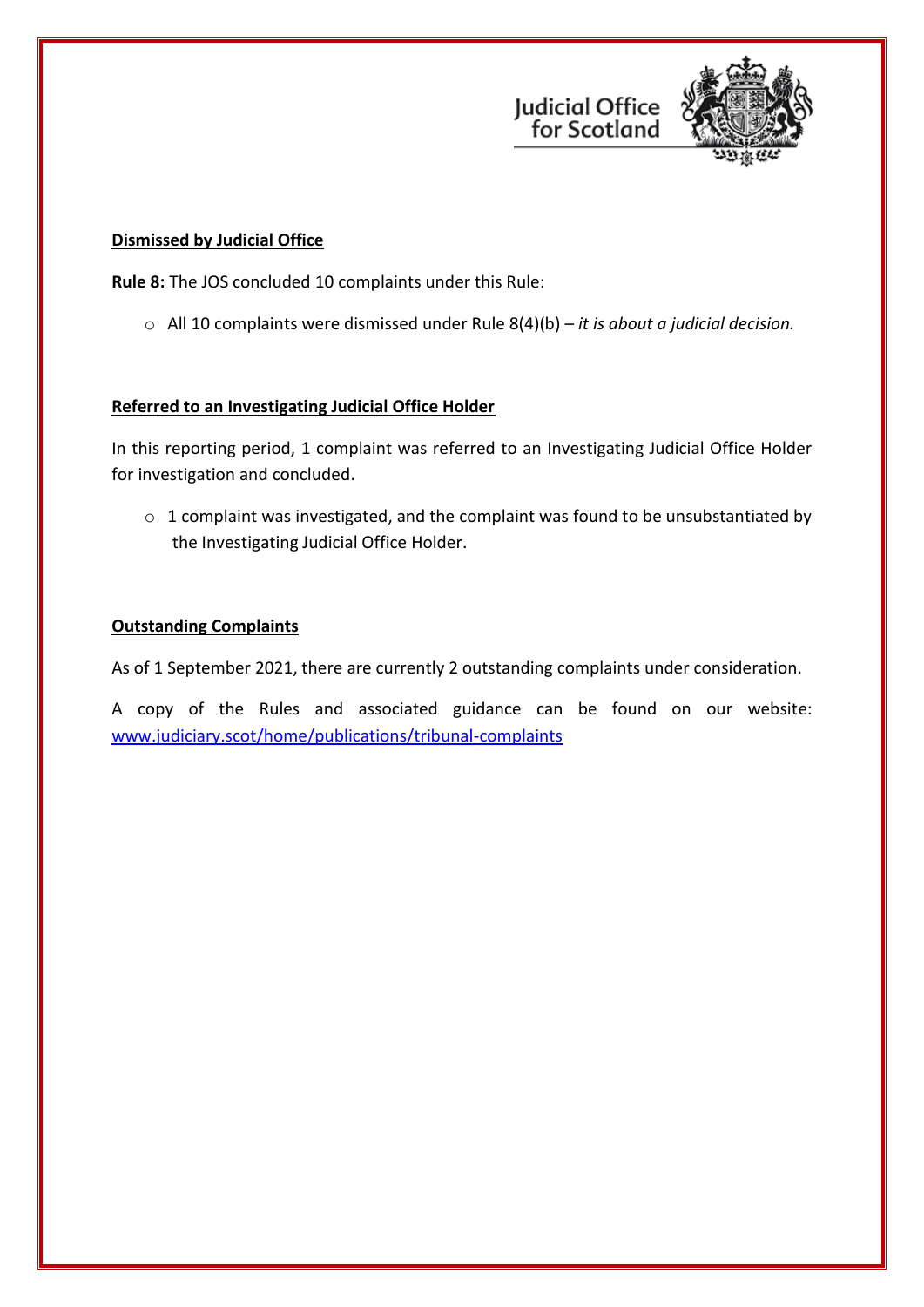**Dismissed by Judicial Office**

**Rule 8:** The JOS concluded 10 complaints under this Rule:

- All 10 complaints were dismissed under Rule 8(4)(b) – *it is about a judicial decision.*

**Referred to an Investigating Judicial Office Holder**

In this reporting period, 1 complaint was referred to an Investigating Judicial Office Holder for investigation and concluded.

- 1 complaint was investigated, and the complaint was found to be unsubstantiated by the Investigating Judicial Office Holder.

**Outstanding Complaints**

As of 1 September 2021, there are currently 2 outstanding complaints under consideration.

A copy of the Rules and associated guidance can be found on our website: [www.judiciary.scot/home/publications/tribunal-complaints](http://www.judiciary.scot/home/publications/tribunal-complaints)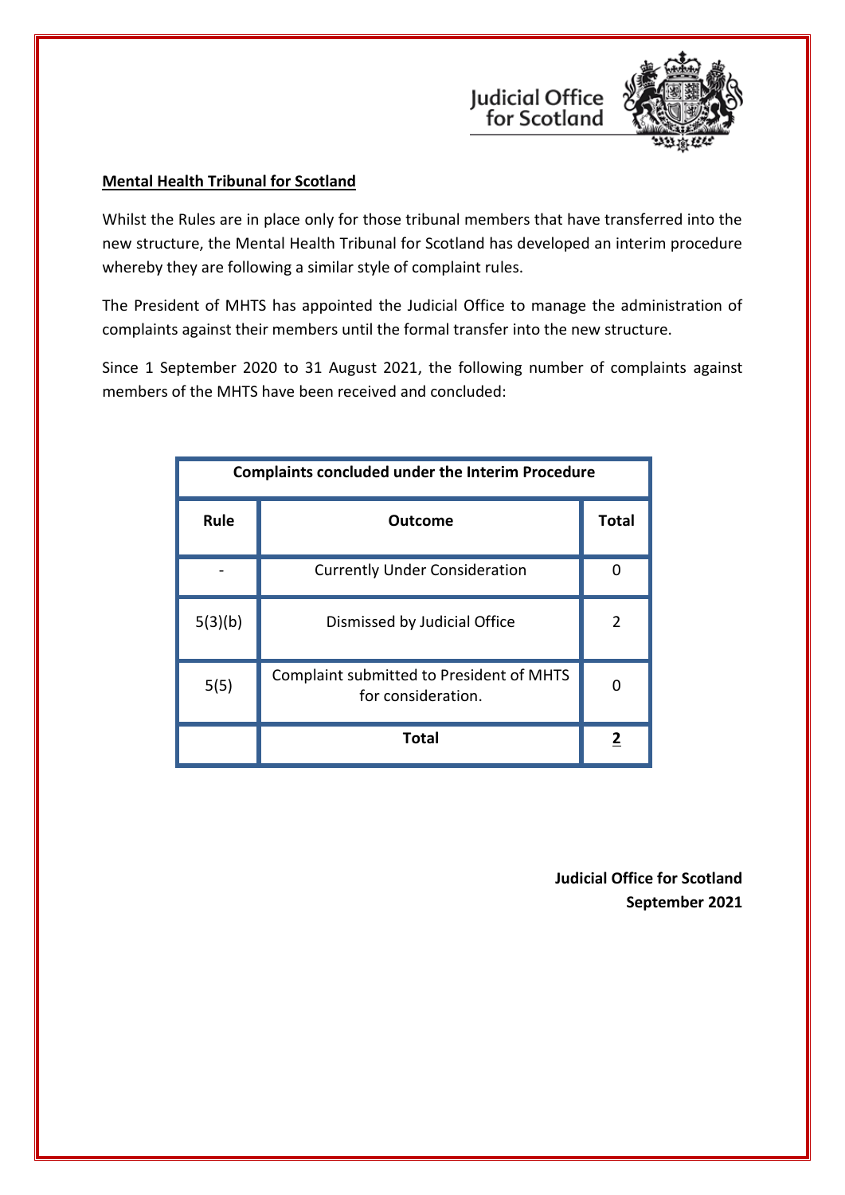**Mental Health Tribunal for Scotland**

Whilst the Rules are in place only for those tribunal members that have transferred into the new structure, the Mental Health Tribunal for Scotland has developed an interim procedure whereby they are following a similar style of complaint rules.

The President of MHTS has appointed the Judicial Office to manage the administration of complaints against their members until the formal transfer into the new structure.

Since 1 September 2020 to 31 August 2021, the following number of complaints against members of the MHTS have been received and concluded:

| Complaints concluded under the Interim Procedure | | |
|---|---|---|
| **Rule** | **Outcome** | **Total** |
| - | Currently Under Consideration | 0 |
| 5(3)(b) | Dismissed by Judicial Office | 2 |
| 5(5) | Complaint submitted to President of MHTS for consideration. | 0 |
| | **Total** | **2** |

**Judicial Office for Scotland**
**September 2021**